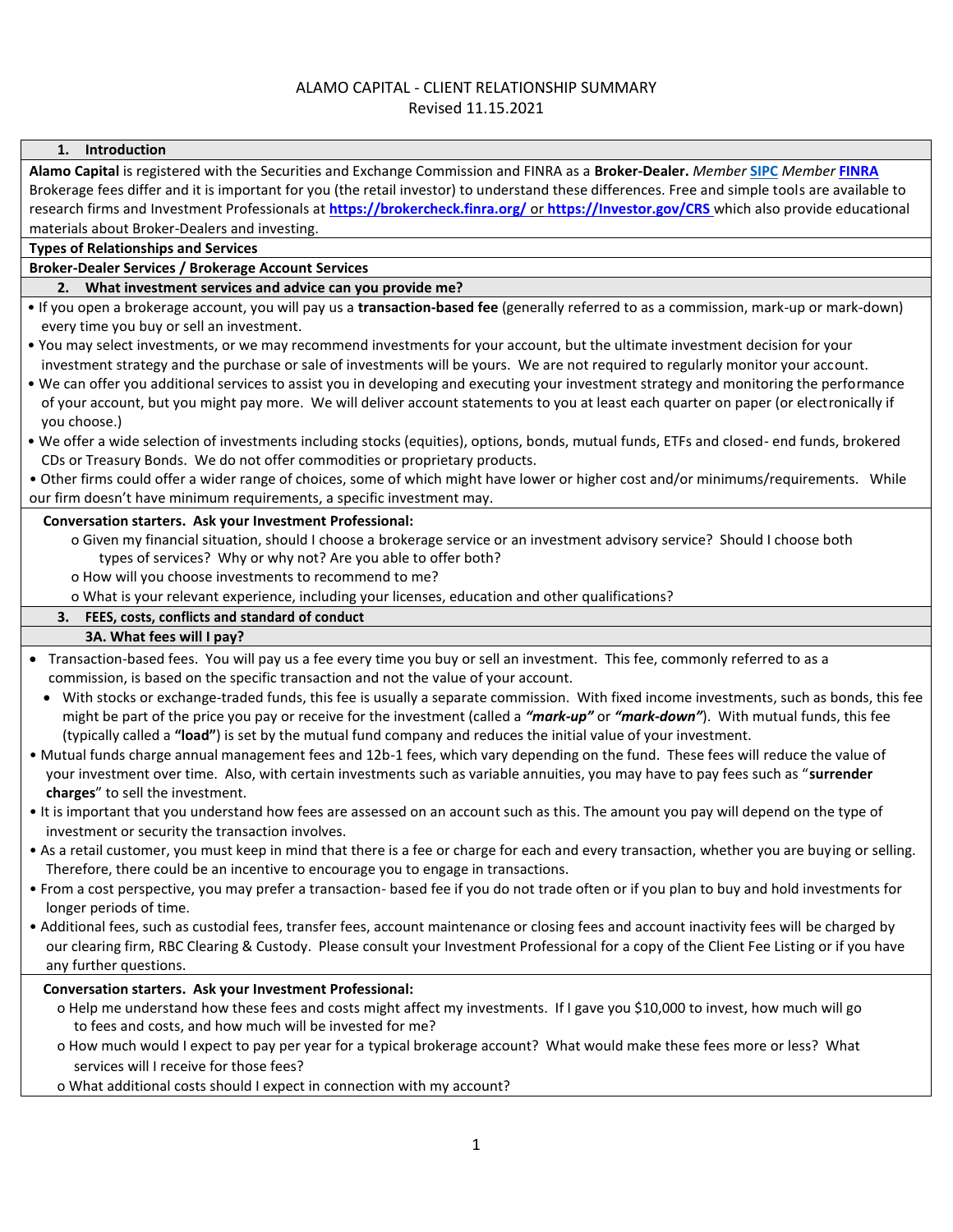# ALAMO CAPITAL - CLIENT RELATIONSHIP SUMMARY

Revised 11.15.2021

## 1. Introduction

**Alamo Capital** is registered with the Securities and Exchange Commission and FINRA as a **Broker-Dealer.** *Member* **SIPC** *Member* **FINRA** Brokerage fees differ and it is important for you (the retail investor) to understand these differences. Free and simple tools are available to research firms and Investment Professionals at **https://brokercheck.finra.org/** or **https://Investor.gov/CRS** which also provide educational materials about Broker-Dealers and investing.

**Types of Relationships and Services**

**Broker-Dealer Services / Brokerage Account Services**

## 2. What investment services and advice can you provide me?

- If you open a brokerage account, you will pay us a **transaction-based fee** (generally referred to as a commission, mark-up or mark-down) every time you buy or sell an investment.
- You may select investments, or we may recommend investments for your account, but the ultimate investment decision for your investment strategy and the purchase or sale of investments will be yours. We are not required to regularly monitor your account.
- We can offer you additional services to assist you in developing and executing your investment strategy and monitoring the performance of your account, but you might pay more. We will deliver account statements to you at least each quarter on paper (or electronically if you choose.)
- We offer a wide selection of investments including stocks (equities), options, bonds, mutual funds, ETFs and closed- end funds, brokered CDs or Treasury Bonds. We do not offer commodities or proprietary products.
- Other firms could offer a wider range of choices, some of which might have lower or higher cost and/or minimums/requirements. While our firm doesn't have minimum requirements, a specific investment may.

**Conversation starters. Ask your Investment Professional:**

- Given my financial situation, should I choose a brokerage service or an investment advisory service? Should I choose both types of services? Why or why not? Are you able to offer both?
- How will you choose investments to recommend to me?
- What is your relevant experience, including your licenses, education and other qualifications?

## 3. FEES, costs, conflicts and standard of conduct

### 3A. What fees will I pay?

- Transaction-based fees. You will pay us a fee every time you buy or sell an investment. This fee, commonly referred to as a commission, is based on the specific transaction and not the value of your account.
  - With stocks or exchange-traded funds, this fee is usually a separate commission. With fixed income investments, such as bonds, this fee might be part of the price you pay or receive for the investment (called a ***"mark-up"*** or ***"mark-down"***). With mutual funds, this fee (typically called a **"load"**) is set by the mutual fund company and reduces the initial value of your investment.
- Mutual funds charge annual management fees and 12b-1 fees, which vary depending on the fund. These fees will reduce the value of your investment over time. Also, with certain investments such as variable annuities, you may have to pay fees such as "**surrender charges**" to sell the investment.
- It is important that you understand how fees are assessed on an account such as this. The amount you pay will depend on the type of investment or security the transaction involves.
- As a retail customer, you must keep in mind that there is a fee or charge for each and every transaction, whether you are buying or selling. Therefore, there could be an incentive to encourage you to engage in transactions.
- From a cost perspective, you may prefer a transaction- based fee if you do not trade often or if you plan to buy and hold investments for longer periods of time.
- Additional fees, such as custodial fees, transfer fees, account maintenance or closing fees and account inactivity fees will be charged by our clearing firm, RBC Clearing & Custody. Please consult your Investment Professional for a copy of the Client Fee Listing or if you have any further questions.

**Conversation starters. Ask your Investment Professional:**

- Help me understand how these fees and costs might affect my investments. If I gave you $10,000 to invest, how much will go to fees and costs, and how much will be invested for me?
- How much would I expect to pay per year for a typical brokerage account? What would make these fees more or less? What services will I receive for those fees?
- What additional costs should I expect in connection with my account?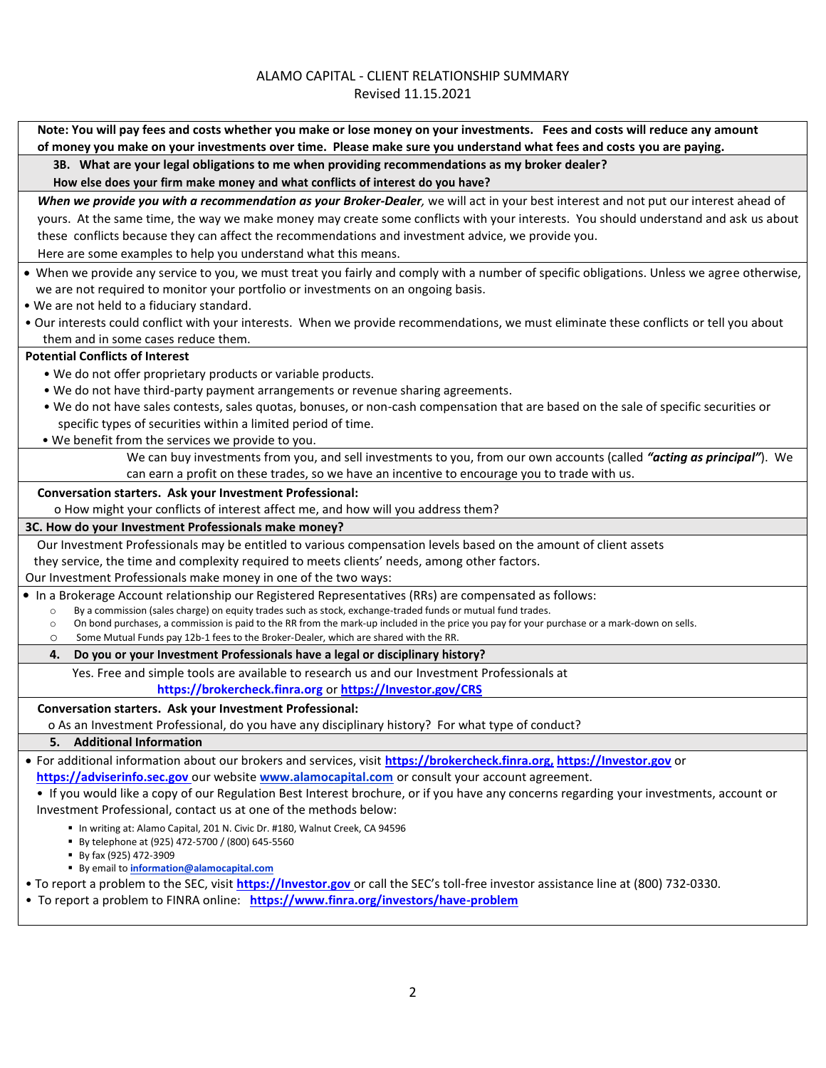ALAMO CAPITAL - CLIENT RELATIONSHIP SUMMARY
Revised 11.15.2021

**Note: You will pay fees and costs whether you make or lose money on your investments. Fees and costs will reduce any amount of money you make on your investments over time. Please make sure you understand what fees and costs you are paying.**

### 3B. What are your legal obligations to me when providing recommendations as my broker dealer? How else does your firm make money and what conflicts of interest do you have?

***When we provide you with a recommendation as your Broker-Dealer,*** we will act in your best interest and not put our interest ahead of yours. At the same time, the way we make money may create some conflicts with your interests. You should understand and ask us about these conflicts because they can affect the recommendations and investment advice, we provide you.
Here are some examples to help you understand what this means.

- When we provide any service to you, we must treat you fairly and comply with a number of specific obligations. Unless we agree otherwise, we are not required to monitor your portfolio or investments on an ongoing basis.
- We are not held to a fiduciary standard.
- Our interests could conflict with your interests. When we provide recommendations, we must eliminate these conflicts or tell you about them and in some cases reduce them.

**Potential Conflicts of Interest**

- We do not offer proprietary products or variable products.
- We do not have third-party payment arrangements or revenue sharing agreements.
- We do not have sales contests, sales quotas, bonuses, or non-cash compensation that are based on the sale of specific securities or specific types of securities within a limited period of time.
- We benefit from the services we provide to you.

We can buy investments from you, and sell investments to you, from our own accounts (called ***"acting as principal"***). We can earn a profit on these trades, so we have an incentive to encourage you to trade with us.

**Conversation starters. Ask your Investment Professional:**

- How might your conflicts of interest affect me, and how will you address them?

### 3C. How do your Investment Professionals make money?

Our Investment Professionals may be entitled to various compensation levels based on the amount of client assets they service, the time and complexity required to meets clients' needs, among other factors.
Our Investment Professionals make money in one of the two ways:

- In a Brokerage Account relationship our Registered Representatives (RRs) are compensated as follows:
  - By a commission (sales charge) on equity trades such as stock, exchange-traded funds or mutual fund trades.
  - On bond purchases, a commission is paid to the RR from the mark-up included in the price you pay for your purchase or a mark-down on sells.
  - Some Mutual Funds pay 12b-1 fees to the Broker-Dealer, which are shared with the RR.

### 4. Do you or your Investment Professionals have a legal or disciplinary history?

Yes. Free and simple tools are available to research us and our Investment Professionals at **https://brokercheck.finra.org** or **https://Investor.gov/CRS**

**Conversation starters. Ask your Investment Professional:**

- As an Investment Professional, do you have any disciplinary history? For what type of conduct?

### 5. Additional Information

- For additional information about our brokers and services, visit **https://brokercheck.finra.org, https://Investor.gov** or **https://adviserinfo.sec.gov** our website **www.alamocapital.com** or consult your account agreement.
- If you would like a copy of our Regulation Best Interest brochure, or if you have any concerns regarding your investments, account or Investment Professional, contact us at one of the methods below:
  - In writing at: Alamo Capital, 201 N. Civic Dr. #180, Walnut Creek, CA 94596
  - By telephone at (925) 472-5700 / (800) 645-5560
  - By fax (925) 472-3909
  - By email to **information@alamocapital.com**
- To report a problem to the SEC, visit **https://Investor.gov** or call the SEC's toll-free investor assistance line at (800) 732-0330.
- To report a problem to FINRA online: **https://www.finra.org/investors/have-problem**